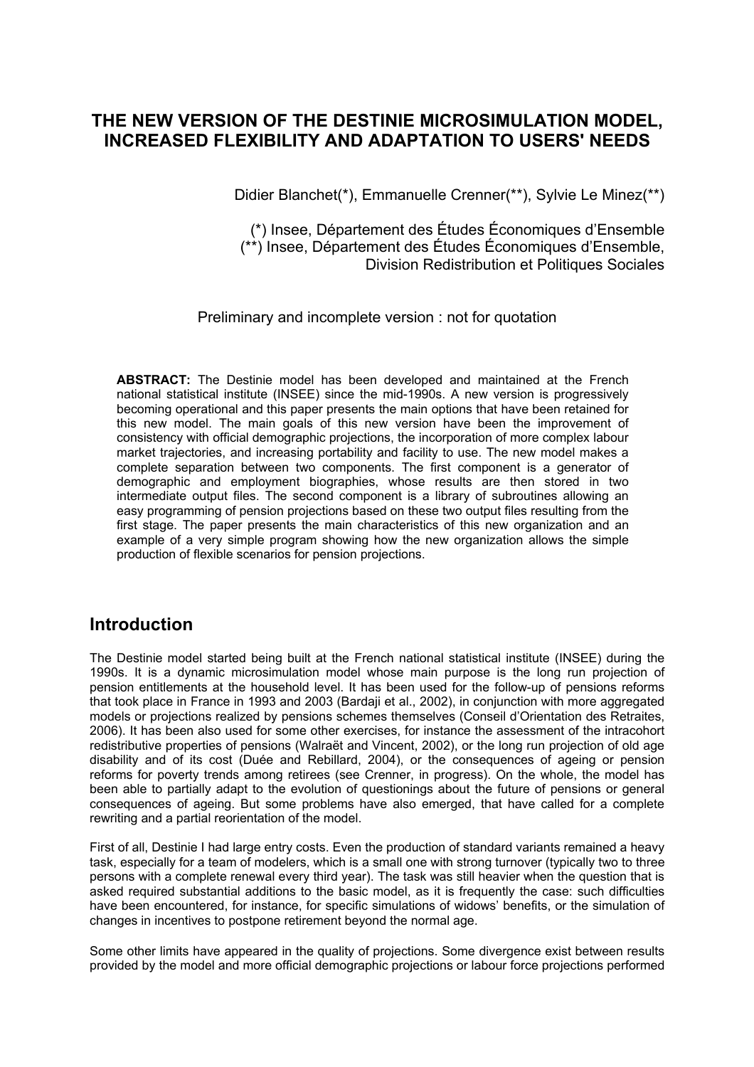# THE NEW VERSION OF THE DESTINIE MICROSIMULATION MODEL, INCREASED FLEXIBILITY AND ADAPTATION TO USERS' NEEDS

Didier Blanchet(*), Emmanuelle Crenner(**), Sylvie Le Minez(**)

(*) Insee, Département des Études Économiques d'Ensemble
(**) Insee, Département des Études Économiques d'Ensemble, Division Redistribution et Politiques Sociales

Preliminary and incomplete version : not for quotation

**ABSTRACT:** The Destinie model has been developed and maintained at the French national statistical institute (INSEE) since the mid-1990s. A new version is progressively becoming operational and this paper presents the main options that have been retained for this new model. The main goals of this new version have been the improvement of consistency with official demographic projections, the incorporation of more complex labour market trajectories, and increasing portability and facility to use. The new model makes a complete separation between two components. The first component is a generator of demographic and employment biographies, whose results are then stored in two intermediate output files. The second component is a library of subroutines allowing an easy programming of pension projections based on these two output files resulting from the first stage. The paper presents the main characteristics of this new organization and an example of a very simple program showing how the new organization allows the simple production of flexible scenarios for pension projections.

## Introduction

The Destinie model started being built at the French national statistical institute (INSEE) during the 1990s. It is a dynamic microsimulation model whose main purpose is the long run projection of pension entitlements at the household level. It has been used for the follow-up of pensions reforms that took place in France in 1993 and 2003 (Bardaji et al., 2002), in conjunction with more aggregated models or projections realized by pensions schemes themselves (Conseil d'Orientation des Retraites, 2006). It has been also used for some other exercises, for instance the assessment of the intracohort redistributive properties of pensions (Walraët and Vincent, 2002), or the long run projection of old age disability and of its cost (Duée and Rebillard, 2004), or the consequences of ageing or pension reforms for poverty trends among retirees (see Crenner, in progress). On the whole, the model has been able to partially adapt to the evolution of questionings about the future of pensions or general consequences of ageing. But some problems have also emerged, that have called for a complete rewriting and a partial reorientation of the model.

First of all, Destinie I had large entry costs. Even the production of standard variants remained a heavy task, especially for a team of modelers, which is a small one with strong turnover (typically two to three persons with a complete renewal every third year). The task was still heavier when the question that is asked required substantial additions to the basic model, as it is frequently the case: such difficulties have been encountered, for instance, for specific simulations of widows' benefits, or the simulation of changes in incentives to postpone retirement beyond the normal age.

Some other limits have appeared in the quality of projections. Some divergence exist between results provided by the model and more official demographic projections or labour force projections performed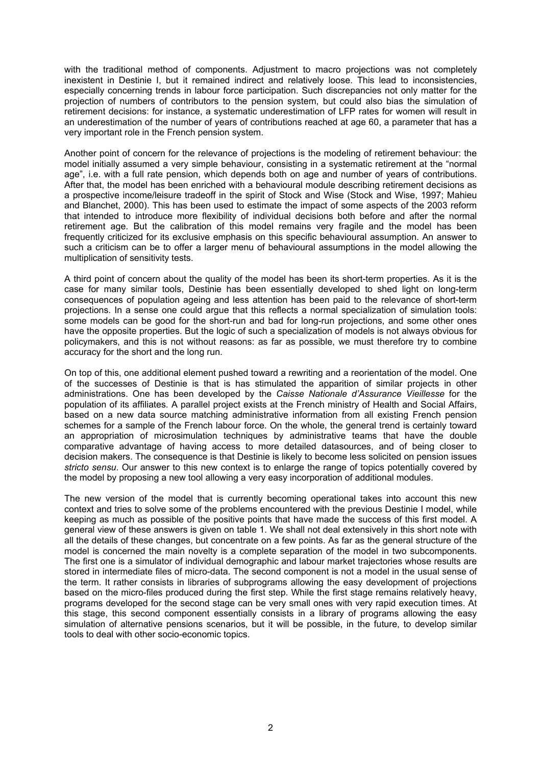with the traditional method of components. Adjustment to macro projections was not completely inexistent in Destinie I, but it remained indirect and relatively loose. This lead to inconsistencies, especially concerning trends in labour force participation. Such discrepancies not only matter for the projection of numbers of contributors to the pension system, but could also bias the simulation of retirement decisions: for instance, a systematic underestimation of LFP rates for women will result in an underestimation of the number of years of contributions reached at age 60, a parameter that has a very important role in the French pension system.

Another point of concern for the relevance of projections is the modeling of retirement behaviour: the model initially assumed a very simple behaviour, consisting in a systematic retirement at the "normal age", i.e. with a full rate pension, which depends both on age and number of years of contributions. After that, the model has been enriched with a behavioural module describing retirement decisions as a prospective income/leisure tradeoff in the spirit of Stock and Wise (Stock and Wise, 1997; Mahieu and Blanchet, 2000). This has been used to estimate the impact of some aspects of the 2003 reform that intended to introduce more flexibility of individual decisions both before and after the normal retirement age. But the calibration of this model remains very fragile and the model has been frequently criticized for its exclusive emphasis on this specific behavioural assumption. An answer to such a criticism can be to offer a larger menu of behavioural assumptions in the model allowing the multiplication of sensitivity tests.

A third point of concern about the quality of the model has been its short-term properties. As it is the case for many similar tools, Destinie has been essentially developed to shed light on long-term consequences of population ageing and less attention has been paid to the relevance of short-term projections. In a sense one could argue that this reflects a normal specialization of simulation tools: some models can be good for the short-run and bad for long-run projections, and some other ones have the opposite properties. But the logic of such a specialization of models is not always obvious for policymakers, and this is not without reasons: as far as possible, we must therefore try to combine accuracy for the short and the long run.

On top of this, one additional element pushed toward a rewriting and a reorientation of the model. One of the successes of Destinie is that is has stimulated the apparition of similar projects in other administrations. One has been developed by the *Caisse Nationale d'Assurance Vieillesse* for the population of its affiliates. A parallel project exists at the French ministry of Health and Social Affairs, based on a new data source matching administrative information from all existing French pension schemes for a sample of the French labour force. On the whole, the general trend is certainly toward an appropriation of microsimulation techniques by administrative teams that have the double comparative advantage of having access to more detailed datasources, and of being closer to decision makers. The consequence is that Destinie is likely to become less solicited on pension issues *stricto sensu*. Our answer to this new context is to enlarge the range of topics potentially covered by the model by proposing a new tool allowing a very easy incorporation of additional modules.

The new version of the model that is currently becoming operational takes into account this new context and tries to solve some of the problems encountered with the previous Destinie I model, while keeping as much as possible of the positive points that have made the success of this first model. A general view of these answers is given on table 1. We shall not deal extensively in this short note with all the details of these changes, but concentrate on a few points. As far as the general structure of the model is concerned the main novelty is a complete separation of the model in two subcomponents. The first one is a simulator of individual demographic and labour market trajectories whose results are stored in intermediate files of micro-data. The second component is not a model in the usual sense of the term. It rather consists in libraries of subprograms allowing the easy development of projections based on the micro-files produced during the first step. While the first stage remains relatively heavy, programs developed for the second stage can be very small ones with very rapid execution times. At this stage, this second component essentially consists in a library of programs allowing the easy simulation of alternative pensions scenarios, but it will be possible, in the future, to develop similar tools to deal with other socio-economic topics.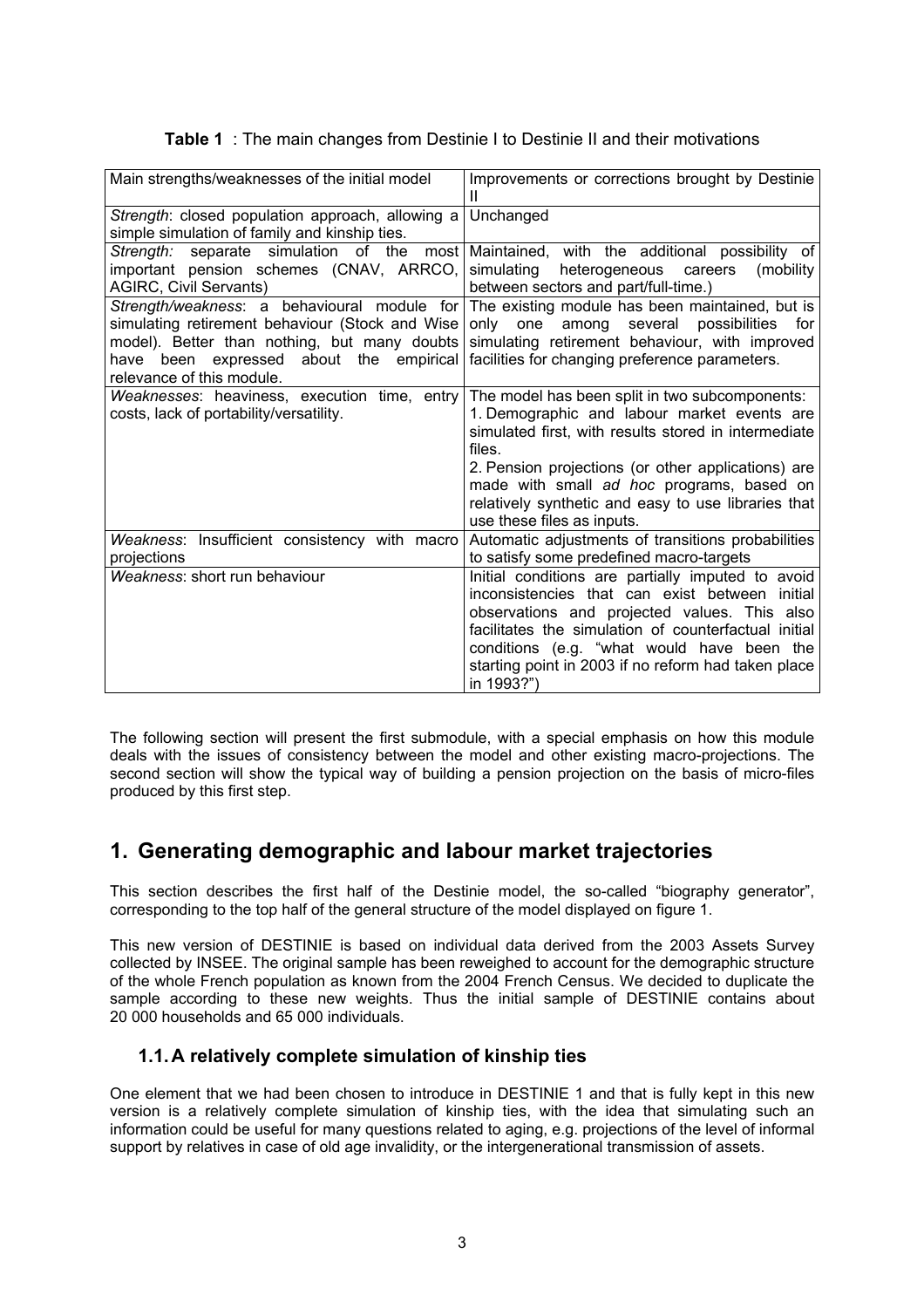**Table 1** : The main changes from Destinie I to Destinie II and their motivations

| Main strengths/weaknesses of the initial model | Improvements or corrections brought by Destinie II |
|---|---|
| *Strength*: closed population approach, allowing a simple simulation of family and kinship ties. | Unchanged |
| *Strength:* separate simulation of the most important pension schemes (CNAV, ARRCO, AGIRC, Civil Servants) | Maintained, with the additional possibility of simulating heterogeneous careers (mobility between sectors and part/full-time.) |
| *Strength/weakness*: a behavioural module for simulating retirement behaviour (Stock and Wise model). Better than nothing, but many doubts have been expressed about the empirical relevance of this module. | The existing module has been maintained, but is only one among several possibilities for simulating retirement behaviour, with improved facilities for changing preference parameters. |
| *Weaknesses*: heaviness, execution time, entry costs, lack of portability/versatility. | The model has been split in two subcomponents: 1. Demographic and labour market events are simulated first, with results stored in intermediate files. 2. Pension projections (or other applications) are made with small *ad hoc* programs, based on relatively synthetic and easy to use libraries that use these files as inputs. |
| *Weakness*: Insufficient consistency with macro projections | Automatic adjustments of transitions probabilities to satisfy some predefined macro-targets |
| *Weakness*: short run behaviour | Initial conditions are partially imputed to avoid inconsistencies that can exist between initial observations and projected values. This also facilitates the simulation of counterfactual initial conditions (e.g. "what would have been the starting point in 2003 if no reform had taken place in 1993?") |

The following section will present the first submodule, with a special emphasis on how this module deals with the issues of consistency between the model and other existing macro-projections. The second section will show the typical way of building a pension projection on the basis of micro-files produced by this first step.

# 1. Generating demographic and labour market trajectories

This section describes the first half of the Destinie model, the so-called "biography generator", corresponding to the top half of the general structure of the model displayed on figure 1.

This new version of DESTINIE is based on individual data derived from the 2003 Assets Survey collected by INSEE. The original sample has been reweighed to account for the demographic structure of the whole French population as known from the 2004 French Census. We decided to duplicate the sample according to these new weights. Thus the initial sample of DESTINIE contains about 20 000 households and 65 000 individuals.

## 1.1. A relatively complete simulation of kinship ties

One element that we had been chosen to introduce in DESTINIE 1 and that is fully kept in this new version is a relatively complete simulation of kinship ties, with the idea that simulating such an information could be useful for many questions related to aging, e.g. projections of the level of informal support by relatives in case of old age invalidity, or the intergenerational transmission of assets.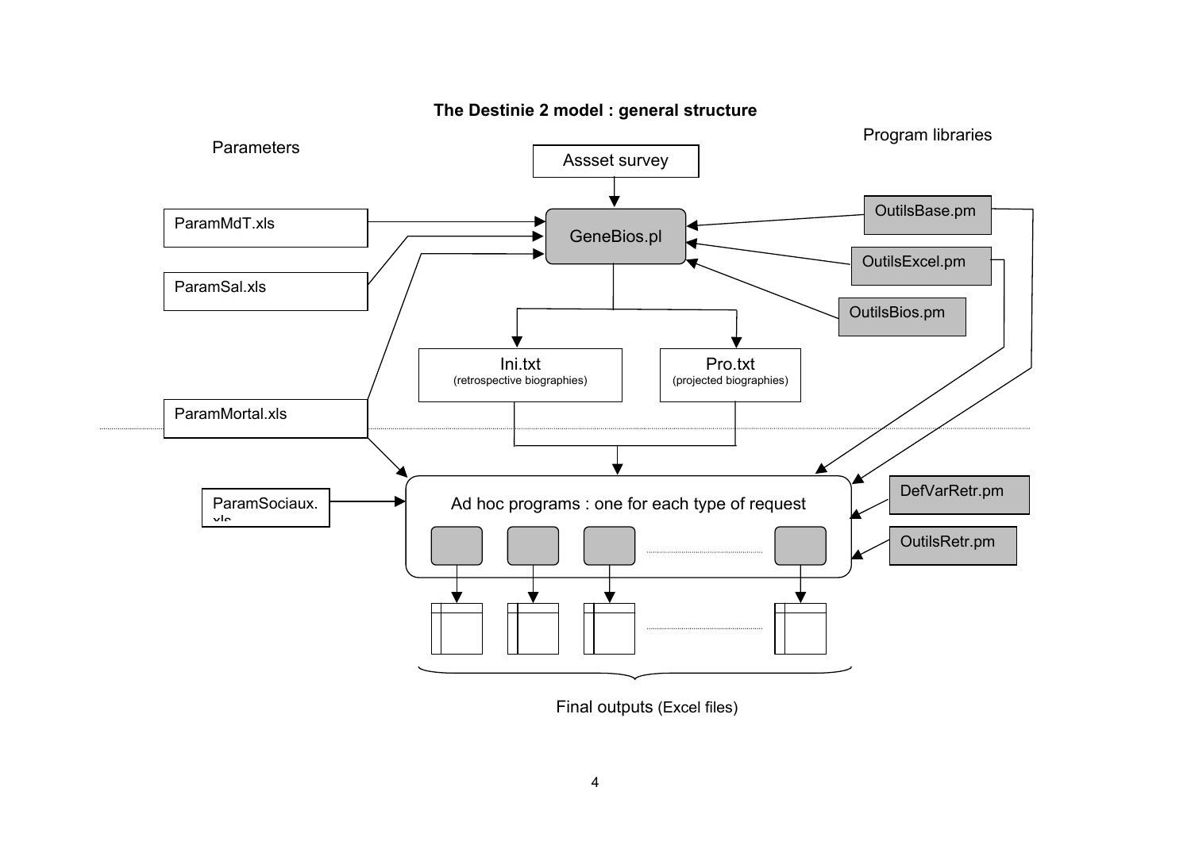**The Destinie 2 model : general structure**

Parameters

Program libraries

Assset survey

ParamMdT.xls

ParamSal.xls

ParamMortal.xls

ParamSociaux.xls

GeneBios.pl

OutilsBase.pm

OutilsExcel.pm

OutilsBios.pm

Ini.txt (retrospective biographies)

Pro.txt (projected biographies)

Ad hoc programs : one for each type of request

DefVarRetr.pm

OutilsRetr.pm

Final outputs (Excel files)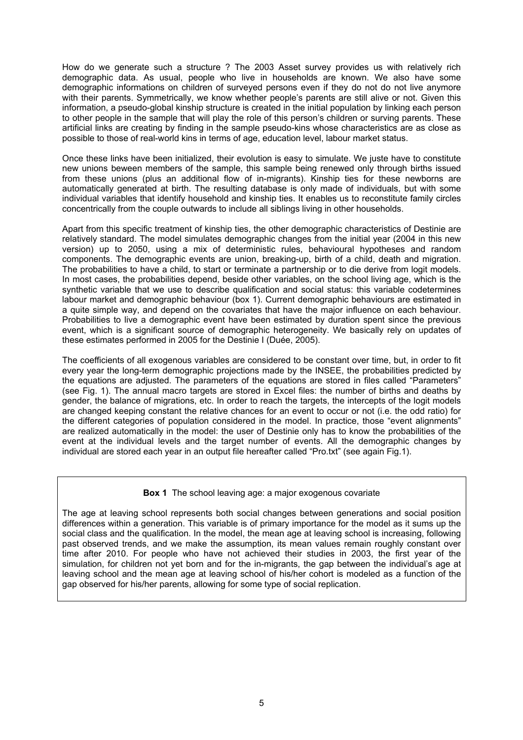How do we generate such a structure ? The 2003 Asset survey provides us with relatively rich demographic data. As usual, people who live in households are known. We also have some demographic informations on children of surveyed persons even if they do not do not live anymore with their parents. Symmetrically, we know whether people's parents are still alive or not. Given this information, a pseudo-global kinship structure is created in the initial population by linking each person to other people in the sample that will play the role of this person's children or surving parents. These artificial links are creating by finding in the sample pseudo-kins whose characteristics are as close as possible to those of real-world kins in terms of age, education level, labour market status.

Once these links have been initialized, their evolution is easy to simulate. We juste have to constitute new unions beween members of the sample, this sample being renewed only through births issued from these unions (plus an additional flow of in-migrants). Kinship ties for these newborns are automatically generated at birth. The resulting database is only made of individuals, but with some individual variables that identify household and kinship ties. It enables us to reconstitute family circles concentrically from the couple outwards to include all siblings living in other households.

Apart from this specific treatment of kinship ties, the other demographic characteristics of Destinie are relatively standard. The model simulates demographic changes from the initial year (2004 in this new version) up to 2050, using a mix of deterministic rules, behavioural hypotheses and random components. The demographic events are union, breaking-up, birth of a child, death and migration. The probabilities to have a child, to start or terminate a partnership or to die derive from logit models. In most cases, the probabilities depend, beside other variables, on the school living age, which is the synthetic variable that we use to describe qualification and social status: this variable codetermines labour market and demographic behaviour (box 1). Current demographic behaviours are estimated in a quite simple way, and depend on the covariates that have the major influence on each behaviour. Probabilities to live a demographic event have been estimated by duration spent since the previous event, which is a significant source of demographic heterogeneity. We basically rely on updates of these estimates performed in 2005 for the Destinie I (Duée, 2005).

The coefficients of all exogenous variables are considered to be constant over time, but, in order to fit every year the long-term demographic projections made by the INSEE, the probabilities predicted by the equations are adjusted. The parameters of the equations are stored in files called "Parameters" (see Fig. 1). The annual macro targets are stored in Excel files: the number of births and deaths by gender, the balance of migrations, etc. In order to reach the targets, the intercepts of the logit models are changed keeping constant the relative chances for an event to occur or not (i.e. the odd ratio) for the different categories of population considered in the model. In practice, those "event alignments" are realized automatically in the model: the user of Destinie only has to know the probabilities of the event at the individual levels and the target number of events. All the demographic changes by individual are stored each year in an output file hereafter called "Pro.txt" (see again Fig.1).

**Box 1** The school leaving age: a major exogenous covariate

The age at leaving school represents both social changes between generations and social position differences within a generation. This variable is of primary importance for the model as it sums up the social class and the qualification. In the model, the mean age at leaving school is increasing, following past observed trends, and we make the assumption, its mean values remain roughly constant over time after 2010. For people who have not achieved their studies in 2003, the first year of the simulation, for children not yet born and for the in-migrants, the gap between the individual's age at leaving school and the mean age at leaving school of his/her cohort is modeled as a function of the gap observed for his/her parents, allowing for some type of social replication.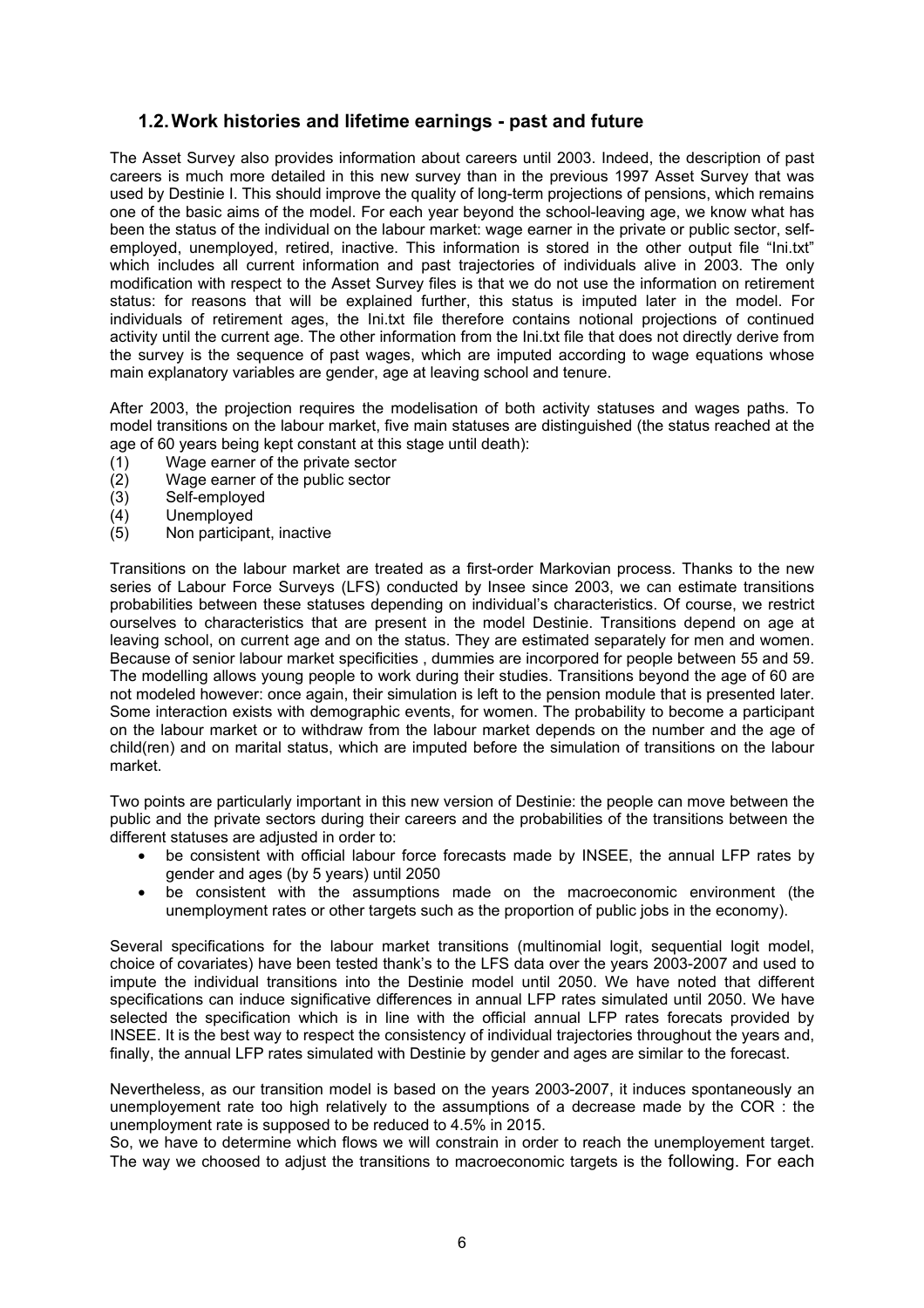## 1.2. Work histories and lifetime earnings - past and future

The Asset Survey also provides information about careers until 2003. Indeed, the description of past careers is much more detailed in this new survey than in the previous 1997 Asset Survey that was used by Destinie I. This should improve the quality of long-term projections of pensions, which remains one of the basic aims of the model. For each year beyond the school-leaving age, we know what has been the status of the individual on the labour market: wage earner in the private or public sector, self-employed, unemployed, retired, inactive. This information is stored in the other output file "Ini.txt" which includes all current information and past trajectories of individuals alive in 2003. The only modification with respect to the Asset Survey files is that we do not use the information on retirement status: for reasons that will be explained further, this status is imputed later in the model. For individuals of retirement ages, the Ini.txt file therefore contains notional projections of continued activity until the current age. The other information from the Ini.txt file that does not directly derive from the survey is the sequence of past wages, which are imputed according to wage equations whose main explanatory variables are gender, age at leaving school and tenure.

After 2003, the projection requires the modelisation of both activity statuses and wages paths. To model transitions on the labour market, five main statuses are distinguished (the status reached at the age of 60 years being kept constant at this stage until death):

(1) Wage earner of the private sector
(2) Wage earner of the public sector
(3) Self-employed
(4) Unemployed
(5) Non participant, inactive

Transitions on the labour market are treated as a first-order Markovian process. Thanks to the new series of Labour Force Surveys (LFS) conducted by Insee since 2003, we can estimate transitions probabilities between these statuses depending on individual's characteristics. Of course, we restrict ourselves to characteristics that are present in the model Destinie. Transitions depend on age at leaving school, on current age and on the status. They are estimated separately for men and women. Because of senior labour market specificities , dummies are incorpored for people between 55 and 59. The modelling allows young people to work during their studies. Transitions beyond the age of 60 are not modeled however: once again, their simulation is left to the pension module that is presented later. Some interaction exists with demographic events, for women. The probability to become a participant on the labour market or to withdraw from the labour market depends on the number and the age of child(ren) and on marital status, which are imputed before the simulation of transitions on the labour market.

Two points are particularly important in this new version of Destinie: the people can move between the public and the private sectors during their careers and the probabilities of the transitions between the different statuses are adjusted in order to:

- be consistent with official labour force forecasts made by INSEE, the annual LFP rates by gender and ages (by 5 years) until 2050
- be consistent with the assumptions made on the macroeconomic environment (the unemployment rates or other targets such as the proportion of public jobs in the economy).

Several specifications for the labour market transitions (multinomial logit, sequential logit model, choice of covariates) have been tested thank's to the LFS data over the years 2003-2007 and used to impute the individual transitions into the Destinie model until 2050. We have noted that different specifications can induce significative differences in annual LFP rates simulated until 2050. We have selected the specification which is in line with the official annual LFP rates forecats provided by INSEE. It is the best way to respect the consistency of individual trajectories throughout the years and, finally, the annual LFP rates simulated with Destinie by gender and ages are similar to the forecast.

Nevertheless, as our transition model is based on the years 2003-2007, it induces spontaneously an unemployement rate too high relatively to the assumptions of a decrease made by the COR : the unemployment rate is supposed to be reduced to 4.5% in 2015.

So, we have to determine which flows we will constrain in order to reach the unemployement target. The way we choosed to adjust the transitions to macroeconomic targets is the following. For each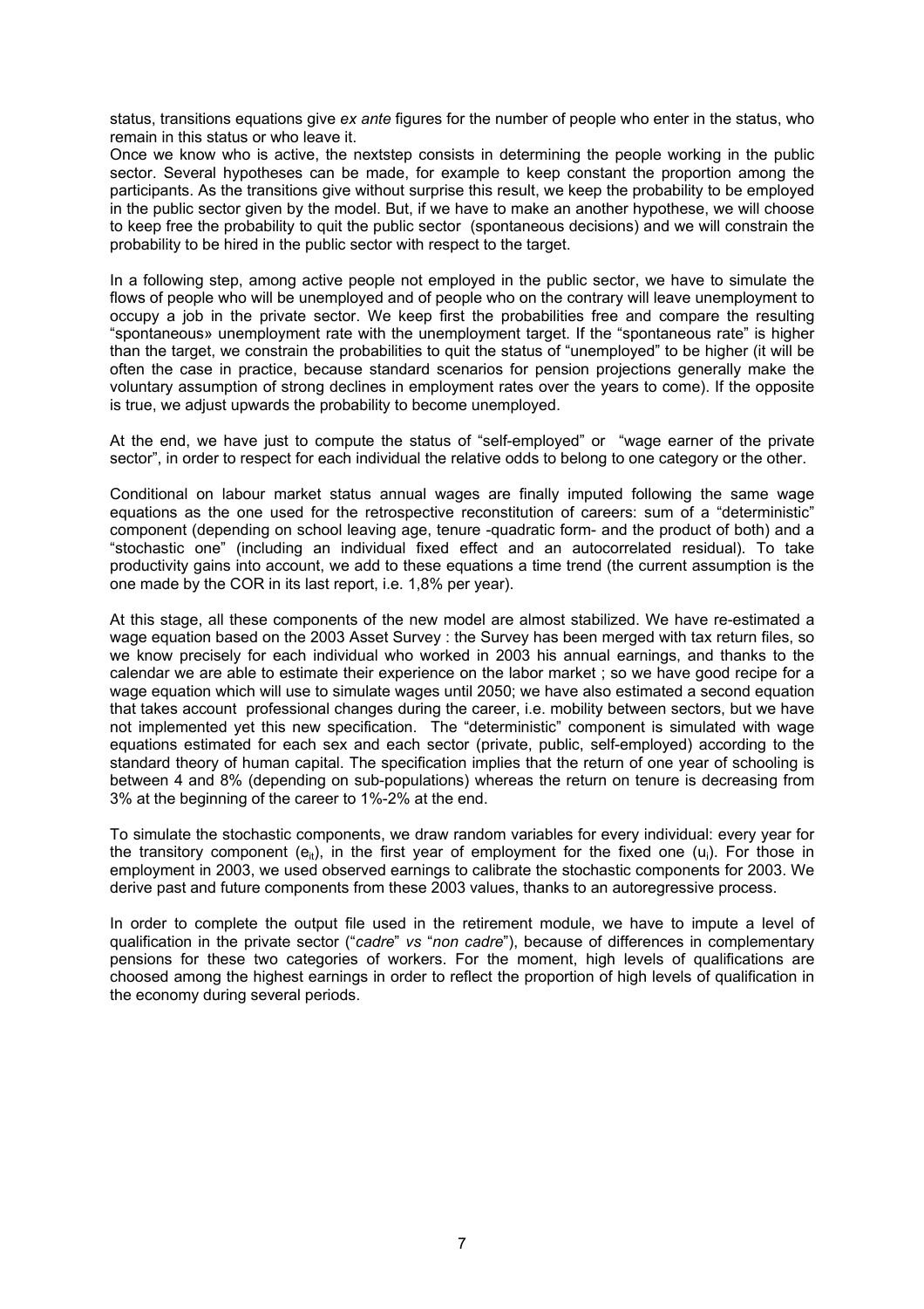status, transitions equations give *ex ante* figures for the number of people who enter in the status, who remain in this status or who leave it.
Once we know who is active, the nextstep consists in determining the people working in the public sector. Several hypotheses can be made, for example to keep constant the proportion among the participants. As the transitions give without surprise this result, we keep the probability to be employed in the public sector given by the model. But, if we have to make an another hypothese, we will choose to keep free the probability to quit the public sector (spontaneous decisions) and we will constrain the probability to be hired in the public sector with respect to the target.

In a following step, among active people not employed in the public sector, we have to simulate the flows of people who will be unemployed and of people who on the contrary will leave unemployment to occupy a job in the private sector. We keep first the probabilities free and compare the resulting "spontaneous» unemployment rate with the unemployment target. If the "spontaneous rate" is higher than the target, we constrain the probabilities to quit the status of "unemployed" to be higher (it will be often the case in practice, because standard scenarios for pension projections generally make the voluntary assumption of strong declines in employment rates over the years to come). If the opposite is true, we adjust upwards the probability to become unemployed.

At the end, we have just to compute the status of "self-employed" or "wage earner of the private sector", in order to respect for each individual the relative odds to belong to one category or the other.

Conditional on labour market status annual wages are finally imputed following the same wage equations as the one used for the retrospective reconstitution of careers: sum of a "deterministic" component (depending on school leaving age, tenure -quadratic form- and the product of both) and a "stochastic one" (including an individual fixed effect and an autocorrelated residual). To take productivity gains into account, we add to these equations a time trend (the current assumption is the one made by the COR in its last report, i.e. 1,8% per year).

At this stage, all these components of the new model are almost stabilized. We have re-estimated a wage equation based on the 2003 Asset Survey : the Survey has been merged with tax return files, so we know precisely for each individual who worked in 2003 his annual earnings, and thanks to the calendar we are able to estimate their experience on the labor market ; so we have good recipe for a wage equation which will use to simulate wages until 2050; we have also estimated a second equation that takes account professional changes during the career, i.e. mobility between sectors, but we have not implemented yet this new specification. The "deterministic" component is simulated with wage equations estimated for each sex and each sector (private, public, self-employed) according to the standard theory of human capital. The specification implies that the return of one year of schooling is between 4 and 8% (depending on sub-populations) whereas the return on tenure is decreasing from 3% at the beginning of the career to 1%-2% at the end.

To simulate the stochastic components, we draw random variables for every individual: every year for the transitory component ($e_{it}$), in the first year of employment for the fixed one ($u_i$). For those in employment in 2003, we used observed earnings to calibrate the stochastic components for 2003. We derive past and future components from these 2003 values, thanks to an autoregressive process.

In order to complete the output file used in the retirement module, we have to impute a level of qualification in the private sector ("*cadre*" *vs* "*non cadre*"), because of differences in complementary pensions for these two categories of workers. For the moment, high levels of qualifications are choosed among the highest earnings in order to reflect the proportion of high levels of qualification in the economy during several periods.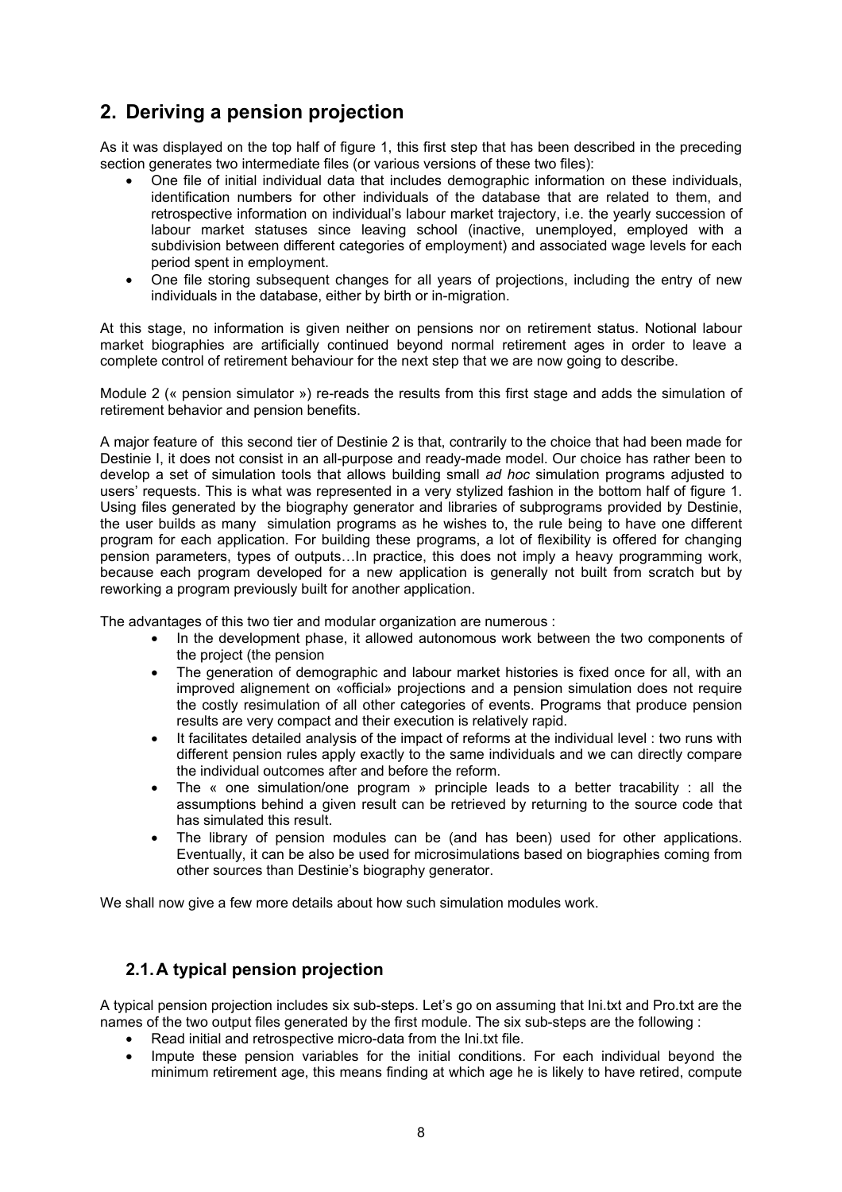## 2. Deriving a pension projection

As it was displayed on the top half of figure 1, this first step that has been described in the preceding section generates two intermediate files (or various versions of these two files):

- One file of initial individual data that includes demographic information on these individuals, identification numbers for other individuals of the database that are related to them, and retrospective information on individual's labour market trajectory, i.e. the yearly succession of labour market statuses since leaving school (inactive, unemployed, employed with a subdivision between different categories of employment) and associated wage levels for each period spent in employment.
- One file storing subsequent changes for all years of projections, including the entry of new individuals in the database, either by birth or in-migration.

At this stage, no information is given neither on pensions nor on retirement status. Notional labour market biographies are artificially continued beyond normal retirement ages in order to leave a complete control of retirement behaviour for the next step that we are now going to describe.

Module 2 (« pension simulator ») re-reads the results from this first stage and adds the simulation of retirement behavior and pension benefits.

A major feature of this second tier of Destinie 2 is that, contrarily to the choice that had been made for Destinie I, it does not consist in an all-purpose and ready-made model. Our choice has rather been to develop a set of simulation tools that allows building small *ad hoc* simulation programs adjusted to users' requests. This is what was represented in a very stylized fashion in the bottom half of figure 1. Using files generated by the biography generator and libraries of subprograms provided by Destinie, the user builds as many simulation programs as he wishes to, the rule being to have one different program for each application. For building these programs, a lot of flexibility is offered for changing pension parameters, types of outputs…In practice, this does not imply a heavy programming work, because each program developed for a new application is generally not built from scratch but by reworking a program previously built for another application.

The advantages of this two tier and modular organization are numerous :

- In the development phase, it allowed autonomous work between the two components of the project (the pension
- The generation of demographic and labour market histories is fixed once for all, with an improved alignement on «official» projections and a pension simulation does not require the costly resimulation of all other categories of events. Programs that produce pension results are very compact and their execution is relatively rapid.
- It facilitates detailed analysis of the impact of reforms at the individual level : two runs with different pension rules apply exactly to the same individuals and we can directly compare the individual outcomes after and before the reform.
- The « one simulation/one program » principle leads to a better tracability : all the assumptions behind a given result can be retrieved by returning to the source code that has simulated this result.
- The library of pension modules can be (and has been) used for other applications. Eventually, it can be also be used for microsimulations based on biographies coming from other sources than Destinie's biography generator.

We shall now give a few more details about how such simulation modules work.

### 2.1. A typical pension projection

A typical pension projection includes six sub-steps. Let's go on assuming that Ini.txt and Pro.txt are the names of the two output files generated by the first module. The six sub-steps are the following :

- Read initial and retrospective micro-data from the Ini.txt file.
- Impute these pension variables for the initial conditions. For each individual beyond the minimum retirement age, this means finding at which age he is likely to have retired, compute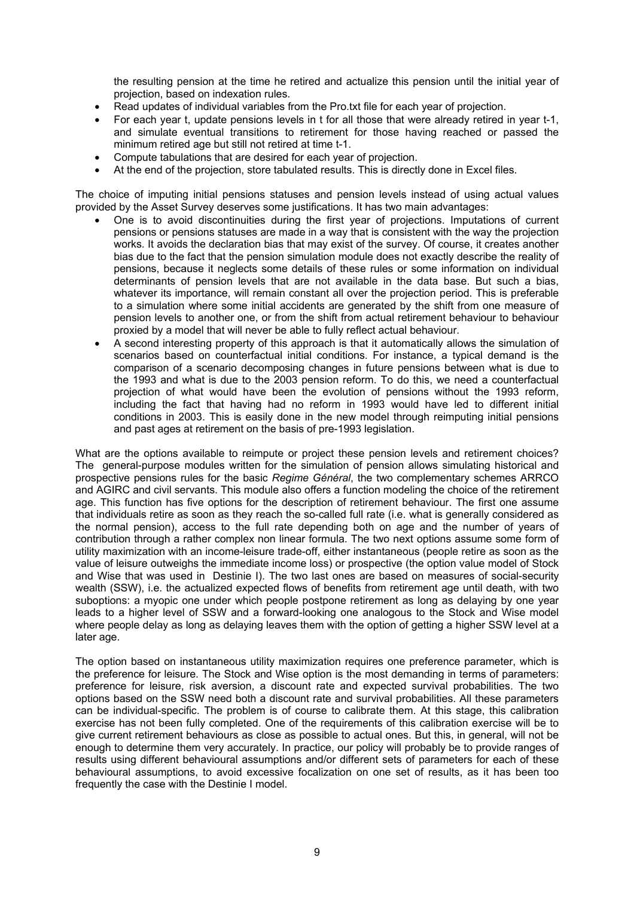the resulting pension at the time he retired and actualize this pension until the initial year of projection, based on indexation rules.

- Read updates of individual variables from the Pro.txt file for each year of projection.
- For each year t, update pensions levels in t for all those that were already retired in year t-1, and simulate eventual transitions to retirement for those having reached or passed the minimum retired age but still not retired at time t-1.
- Compute tabulations that are desired for each year of projection.
- At the end of the projection, store tabulated results. This is directly done in Excel files.

The choice of imputing initial pensions statuses and pension levels instead of using actual values provided by the Asset Survey deserves some justifications. It has two main advantages:

- One is to avoid discontinuities during the first year of projections. Imputations of current pensions or pensions statuses are made in a way that is consistent with the way the projection works. It avoids the declaration bias that may exist of the survey. Of course, it creates another bias due to the fact that the pension simulation module does not exactly describe the reality of pensions, because it neglects some details of these rules or some information on individual determinants of pension levels that are not available in the data base. But such a bias, whatever its importance, will remain constant all over the projection period. This is preferable to a simulation where some initial accidents are generated by the shift from one measure of pension levels to another one, or from the shift from actual retirement behaviour to behaviour proxied by a model that will never be able to fully reflect actual behaviour.
- A second interesting property of this approach is that it automatically allows the simulation of scenarios based on counterfactual initial conditions. For instance, a typical demand is the comparison of a scenario decomposing changes in future pensions between what is due to the 1993 and what is due to the 2003 pension reform. To do this, we need a counterfactual projection of what would have been the evolution of pensions without the 1993 reform, including the fact that having had no reform in 1993 would have led to different initial conditions in 2003. This is easily done in the new model through reimputing initial pensions and past ages at retirement on the basis of pre-1993 legislation.

What are the options available to reimpute or project these pension levels and retirement choices? The general-purpose modules written for the simulation of pension allows simulating historical and prospective pensions rules for the basic *Regime Général*, the two complementary schemes ARRCO and AGIRC and civil servants. This module also offers a function modeling the choice of the retirement age. This function has five options for the description of retirement behaviour. The first one assume that individuals retire as soon as they reach the so-called full rate (i.e. what is generally considered as the normal pension), access to the full rate depending both on age and the number of years of contribution through a rather complex non linear formula. The two next options assume some form of utility maximization with an income-leisure trade-off, either instantaneous (people retire as soon as the value of leisure outweighs the immediate income loss) or prospective (the option value model of Stock and Wise that was used in Destinie I). The two last ones are based on measures of social-security wealth (SSW), i.e. the actualized expected flows of benefits from retirement age until death, with two suboptions: a myopic one under which people postpone retirement as long as delaying by one year leads to a higher level of SSW and a forward-looking one analogous to the Stock and Wise model where people delay as long as delaying leaves them with the option of getting a higher SSW level at a later age.

The option based on instantaneous utility maximization requires one preference parameter, which is the preference for leisure. The Stock and Wise option is the most demanding in terms of parameters: preference for leisure, risk aversion, a discount rate and expected survival probabilities. The two options based on the SSW need both a discount rate and survival probabilities. All these parameters can be individual-specific. The problem is of course to calibrate them. At this stage, this calibration exercise has not been fully completed. One of the requirements of this calibration exercise will be to give current retirement behaviours as close as possible to actual ones. But this, in general, will not be enough to determine them very accurately. In practice, our policy will probably be to provide ranges of results using different behavioural assumptions and/or different sets of parameters for each of these behavioural assumptions, to avoid excessive focalization on one set of results, as it has been too frequently the case with the Destinie I model.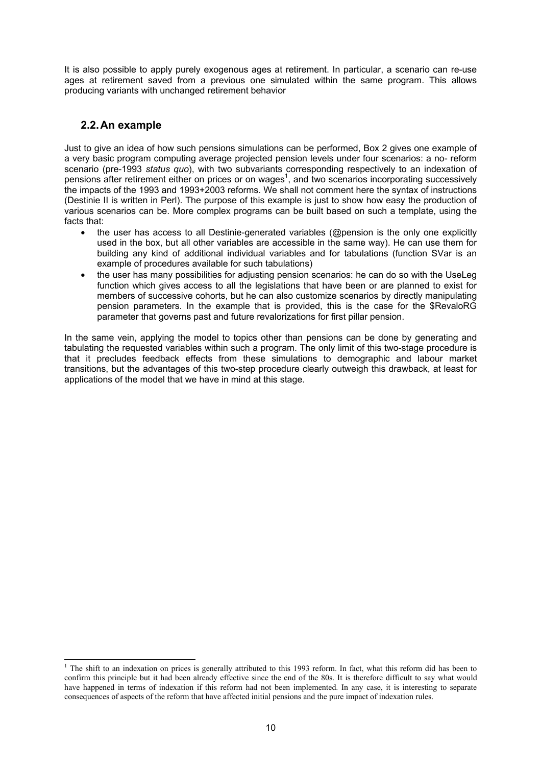It is also possible to apply purely exogenous ages at retirement. In particular, a scenario can re-use ages at retirement saved from a previous one simulated within the same program. This allows producing variants with unchanged retirement behavior

## 2.2. An example

Just to give an idea of how such pensions simulations can be performed, Box 2 gives one example of a very basic program computing average projected pension levels under four scenarios: a no- reform scenario (pre-1993 *status quo*), with two subvariants corresponding respectively to an indexation of pensions after retirement either on prices or on wages[1], and two scenarios incorporating successively the impacts of the 1993 and 1993+2003 reforms. We shall not comment here the syntax of instructions (Destinie II is written in Perl). The purpose of this example is just to show how easy the production of various scenarios can be. More complex programs can be built based on such a template, using the facts that:

- the user has access to all Destinie-generated variables (@pension is the only one explicitly used in the box, but all other variables are accessible in the same way). He can use them for building any kind of additional individual variables and for tabulations (function SVar is an example of procedures available for such tabulations)
- the user has many possibilities for adjusting pension scenarios: he can do so with the UseLeg function which gives access to all the legislations that have been or are planned to exist for members of successive cohorts, but he can also customize scenarios by directly manipulating pension parameters. In the example that is provided, this is the case for the $RevaloRG parameter that governs past and future revalorizations for first pillar pension.

In the same vein, applying the model to topics other than pensions can be done by generating and tabulating the requested variables within such a program. The only limit of this two-stage procedure is that it precludes feedback effects from these simulations to demographic and labour market transitions, but the advantages of this two-step procedure clearly outweigh this drawback, at least for applications of the model that we have in mind at this stage.

---

[1] The shift to an indexation on prices is generally attributed to this 1993 reform. In fact, what this reform did has been to confirm this principle but it had been already effective since the end of the 80s. It is therefore difficult to say what would have happened in terms of indexation if this reform had not been implemented. In any case, it is interesting to separate consequences of aspects of the reform that have affected initial pensions and the pure impact of indexation rules.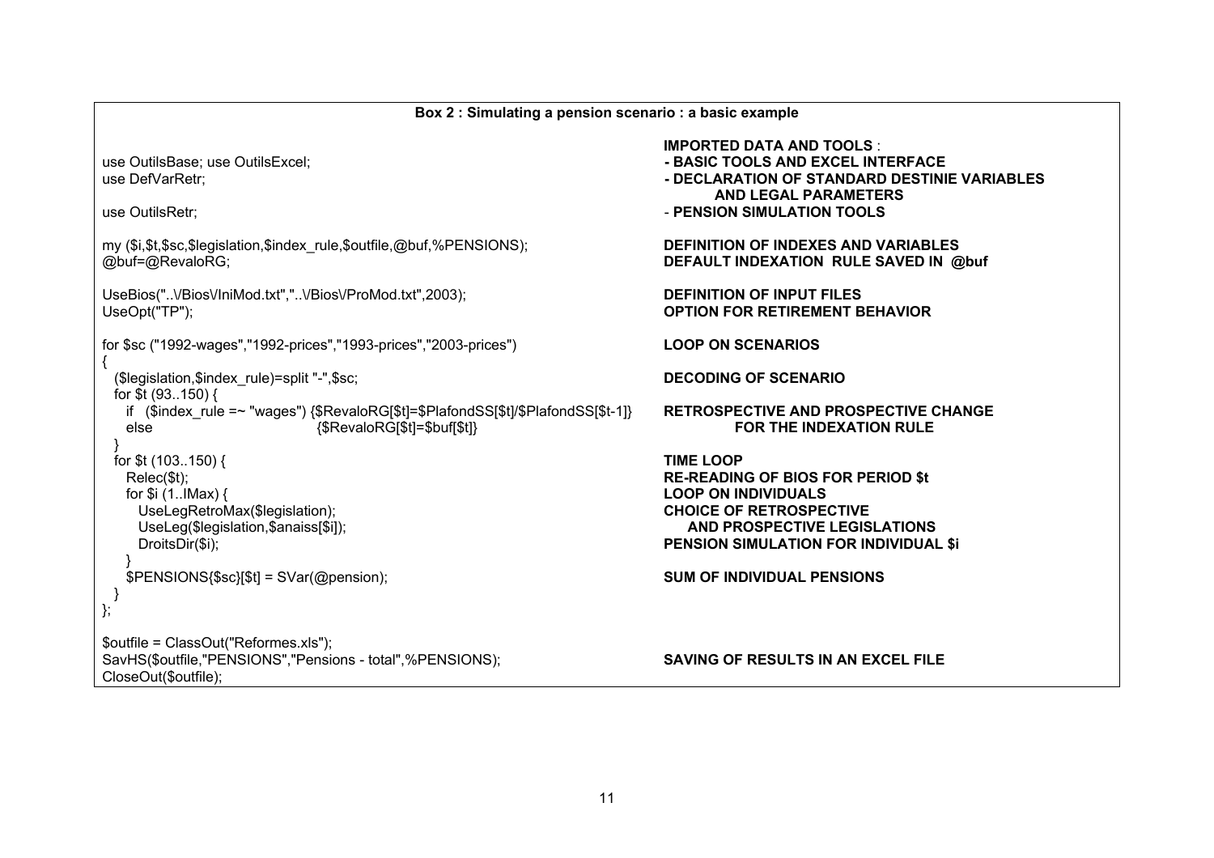**Box 2 : Simulating a pension scenario : a basic example**

| Code | Description |
|---|---|
| | **IMPORTED DATA AND TOOLS** : |
| `use OutilsBase; use OutilsExcel;` | **- BASIC TOOLS AND EXCEL INTERFACE** |
| `use DefVarRetr;` | **- DECLARATION OF STANDARD DESTINIE VARIABLES AND LEGAL PARAMETERS** |
| `use OutilsRetr;` | **- PENSION SIMULATION TOOLS** |
| `my ($i,$t,$sc,$legislation,$index_rule,$outfile,@buf,%PENSIONS);` | **DEFINITION OF INDEXES AND VARIABLES** |
| `@buf=@RevaloRG;` | **DEFAULT INDEXATION RULE SAVED IN @buf** |
| `UseBios("..\/Bios\/IniMod.txt","..\/Bios\/ProMod.txt",2003);` | **DEFINITION OF INPUT FILES** |
| `UseOpt("TP");` | **OPTION FOR RETIREMENT BEHAVIOR** |
| `for $sc ("1992-wages","1992-prices","1993-prices","2003-prices")` | **LOOP ON SCENARIOS** |
| `($legislation,$index_rule)=split "-",$sc;` | **DECODING OF SCENARIO** |
| `if ($index_rule =~ "wages") {$RevaloRG[$t]=$PlafondSS[$t]/$PlafondSS[$t-1]}` / `else {$RevaloRG[$t]=$buf[$t]}` | **RETROSPECTIVE AND PROSPECTIVE CHANGE FOR THE INDEXATION RULE** |
| `for $t (103..150) {` | **TIME LOOP** |
| `Relec($t);` | **RE-READING OF BIOS FOR PERIOD $t** |
| `for $i (1..IMax) {` | **LOOP ON INDIVIDUALS** |
| `UseLegRetroMax($legislation);` / `UseLeg($legislation,$anaiss[$i]);` | **CHOICE OF RETROSPECTIVE AND PROSPECTIVE LEGISLATIONS** |
| `DroitsDir($i);` | **PENSION SIMULATION FOR INDIVIDUAL $i** |
| `$PENSIONS{$sc}[$t] = SVar(@pension);` | **SUM OF INDIVIDUAL PENSIONS** |
| `SavHS($outfile,"PENSIONS","Pensions - total",%PENSIONS);` | **SAVING OF RESULTS IN AN EXCEL FILE** |

Full code:

```
use OutilsBase; use OutilsExcel;
use DefVarRetr;

use OutilsRetr;

my ($i,$t,$sc,$legislation,$index_rule,$outfile,@buf,%PENSIONS);
@buf=@RevaloRG;

UseBios("..\/Bios\/IniMod.txt","..\/Bios\/ProMod.txt",2003);
UseOpt("TP");

for $sc ("1992-wages","1992-prices","1993-prices","2003-prices")
{
  ($legislation,$index_rule)=split "-",$sc;
  for $t (93..150) {
    if  ($index_rule =~ "wages") {$RevaloRG[$t]=$PlafondSS[$t]/$PlafondSS[$t-1]}
    else                          {$RevaloRG[$t]=$buf[$t]}
  }
  for $t (103..150) {
    Relec($t);
    for $i (1..IMax) {
      UseLegRetroMax($legislation);
      UseLeg($legislation,$anaiss[$i]);
      DroitsDir($i);
    }
    $PENSIONS{$sc}[$t] = SVar(@pension);
  }
};

$outfile = ClassOut("Reformes.xls");
SavHS($outfile,"PENSIONS","Pensions - total",%PENSIONS);
CloseOut($outfile);
```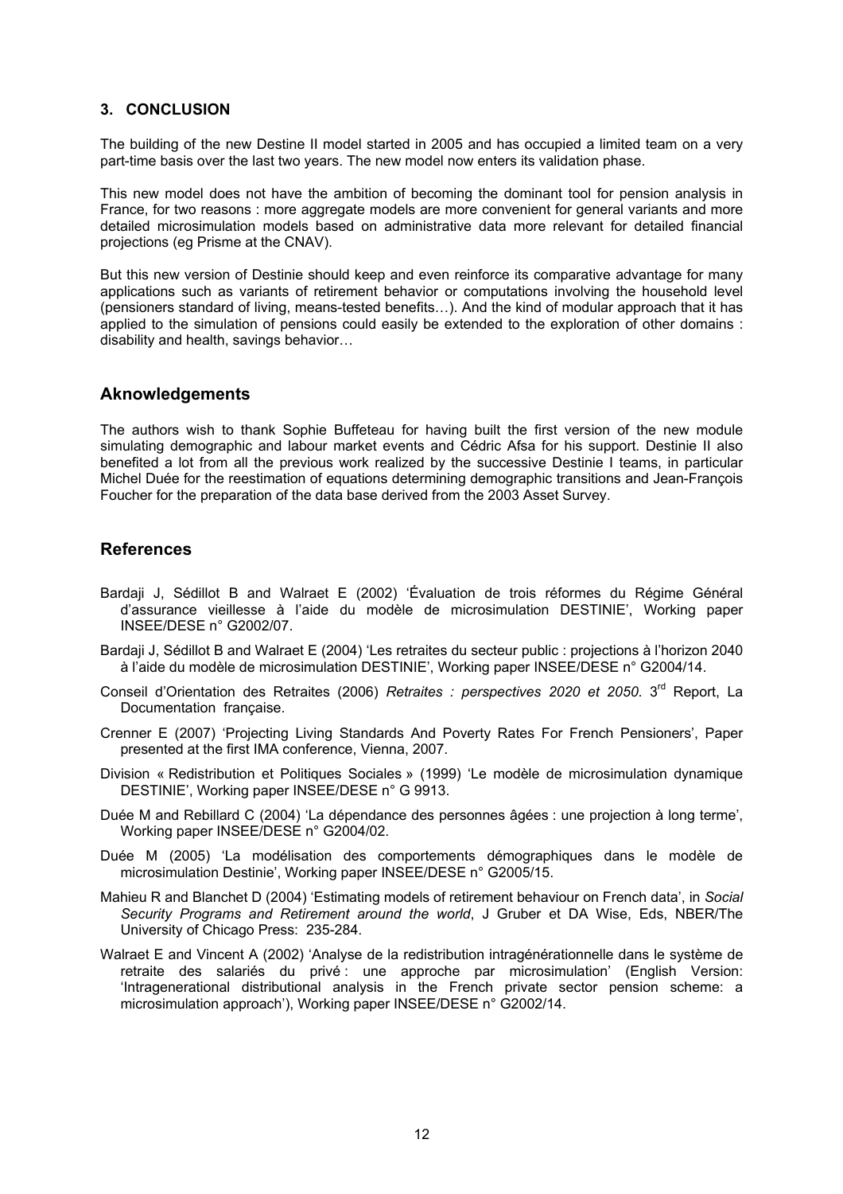## 3. CONCLUSION

The building of the new Destine II model started in 2005 and has occupied a limited team on a very part-time basis over the last two years. The new model now enters its validation phase.

This new model does not have the ambition of becoming the dominant tool for pension analysis in France, for two reasons : more aggregate models are more convenient for general variants and more detailed microsimulation models based on administrative data more relevant for detailed financial projections (eg Prisme at the CNAV).

But this new version of Destinie should keep and even reinforce its comparative advantage for many applications such as variants of retirement behavior or computations involving the household level (pensioners standard of living, means-tested benefits…). And the kind of modular approach that it has applied to the simulation of pensions could easily be extended to the exploration of other domains : disability and health, savings behavior…

## Aknowledgements

The authors wish to thank Sophie Buffeteau for having built the first version of the new module simulating demographic and labour market events and Cédric Afsa for his support. Destinie II also benefited a lot from all the previous work realized by the successive Destinie I teams, in particular Michel Duée for the reestimation of equations determining demographic transitions and Jean-François Foucher for the preparation of the data base derived from the 2003 Asset Survey.

## References

Bardaji J, Sédillot B and Walraet E (2002) 'Évaluation de trois réformes du Régime Général d'assurance vieillesse à l'aide du modèle de microsimulation DESTINIE', Working paper INSEE/DESE n° G2002/07.

Bardaji J, Sédillot B and Walraet E (2004) 'Les retraites du secteur public : projections à l'horizon 2040 à l'aide du modèle de microsimulation DESTINIE', Working paper INSEE/DESE n° G2004/14.

Conseil d'Orientation des Retraites (2006) *Retraites : perspectives 2020 et 2050*. 3rd Report, La Documentation française.

Crenner E (2007) 'Projecting Living Standards And Poverty Rates For French Pensioners', Paper presented at the first IMA conference, Vienna, 2007.

Division « Redistribution et Politiques Sociales » (1999) 'Le modèle de microsimulation dynamique DESTINIE', Working paper INSEE/DESE n° G 9913.

Duée M and Rebillard C (2004) 'La dépendance des personnes âgées : une projection à long terme', Working paper INSEE/DESE n° G2004/02.

Duée M (2005) 'La modélisation des comportements démographiques dans le modèle de microsimulation Destinie', Working paper INSEE/DESE n° G2005/15.

Mahieu R and Blanchet D (2004) 'Estimating models of retirement behaviour on French data', in *Social Security Programs and Retirement around the world*, J Gruber et DA Wise, Eds, NBER/The University of Chicago Press: 235-284.

Walraet E and Vincent A (2002) 'Analyse de la redistribution intragénérationnelle dans le système de retraite des salariés du privé : une approche par microsimulation' (English Version: 'Intragenerational distributional analysis in the French private sector pension scheme: a microsimulation approach'), Working paper INSEE/DESE n° G2002/14.